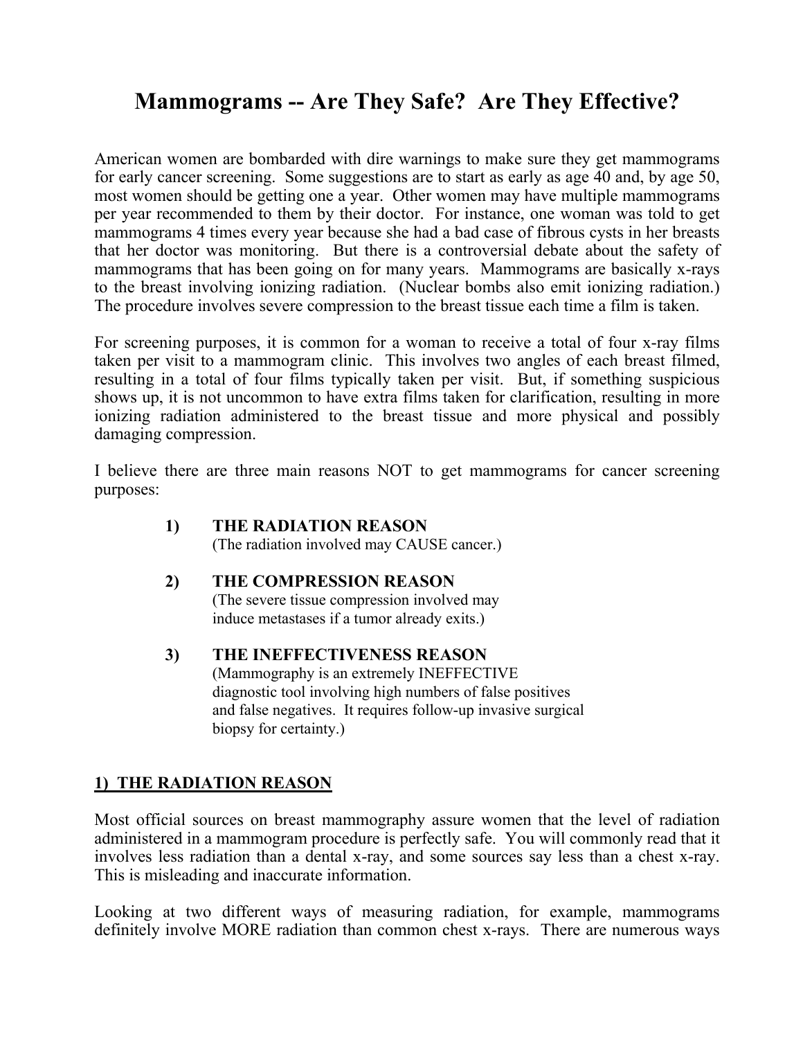# Mammograms -- Are They Safe? Are They Effective?

American women are bombarded with dire warnings to make sure they get mammograms for early cancer screening. Some suggestions are to start as early as age 40 and, by age 50, most women should be getting one a year. Other women may have multiple mammograms per year recommended to them by their doctor. For instance, one woman was told to get mammograms 4 times every year because she had a bad case of fibrous cysts in her breasts that her doctor was monitoring. But there is a controversial debate about the safety of mammograms that has been going on for many years. Mammograms are basically x-rays to the breast involving ionizing radiation. (Nuclear bombs also emit ionizing radiation.) The procedure involves severe compression to the breast tissue each time a film is taken.

For screening purposes, it is common for a woman to receive a total of four x-ray films taken per visit to a mammogram clinic. This involves two angles of each breast filmed, resulting in a total of four films typically taken per visit. But, if something suspicious shows up, it is not uncommon to have extra films taken for clarification, resulting in more ionizing radiation administered to the breast tissue and more physical and possibly damaging compression.

I believe there are three main reasons NOT to get mammograms for cancer screening purposes:

1) **THE RADIATION REASON**
   (The radiation involved may CAUSE cancer.)

2) **THE COMPRESSION REASON**
   (The severe tissue compression involved may induce metastases if a tumor already exits.)

3) **THE INEFFECTIVENESS REASON**
   (Mammography is an extremely INEFFECTIVE diagnostic tool involving high numbers of false positives and false negatives. It requires follow-up invasive surgical biopsy for certainty.)

## 1) THE RADIATION REASON

Most official sources on breast mammography assure women that the level of radiation administered in a mammogram procedure is perfectly safe. You will commonly read that it involves less radiation than a dental x-ray, and some sources say less than a chest x-ray. This is misleading and inaccurate information.

Looking at two different ways of measuring radiation, for example, mammograms definitely involve MORE radiation than common chest x-rays. There are numerous ways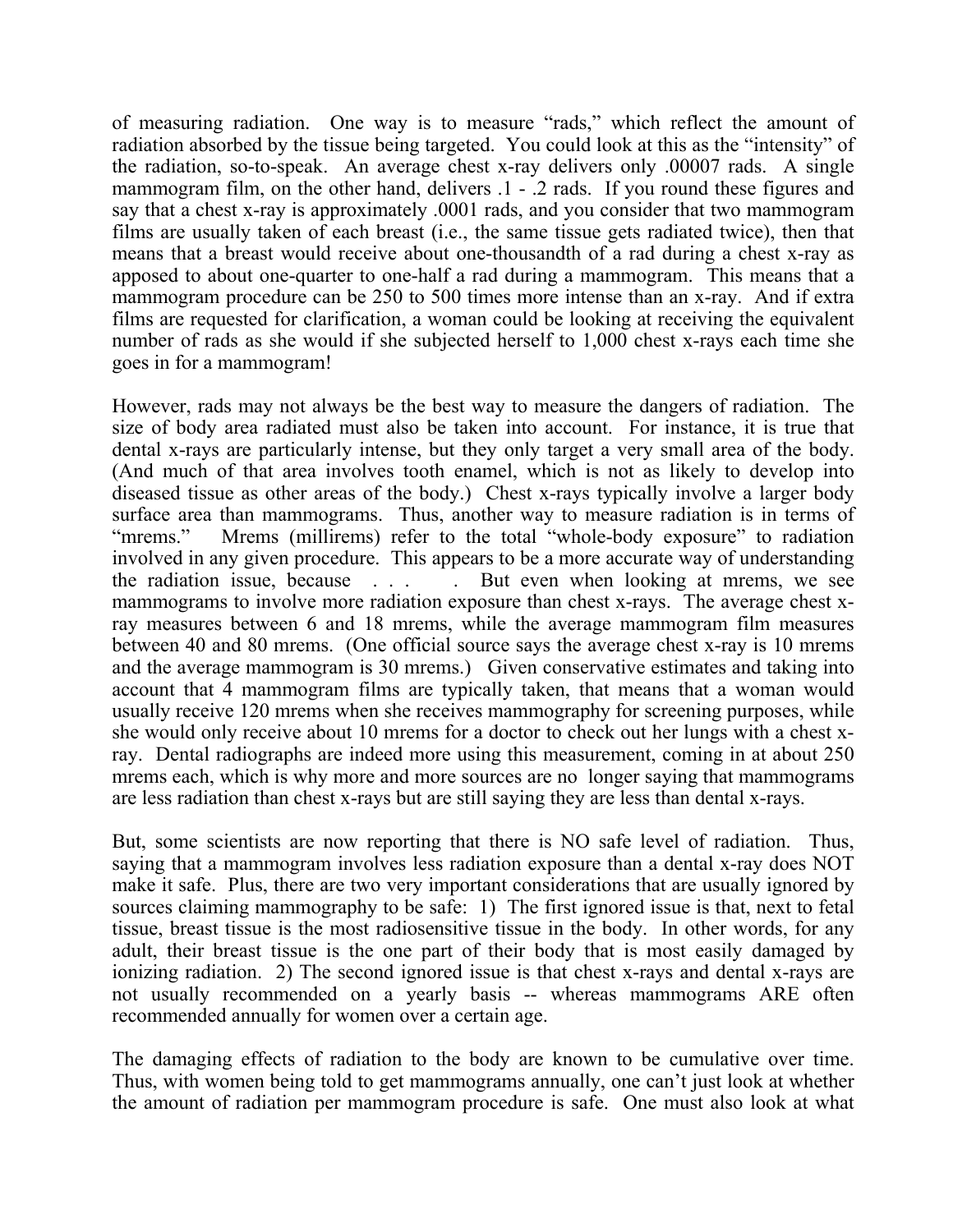of measuring radiation. One way is to measure "rads," which reflect the amount of radiation absorbed by the tissue being targeted. You could look at this as the "intensity" of the radiation, so-to-speak. An average chest x-ray delivers only .00007 rads. A single mammogram film, on the other hand, delivers .1 - .2 rads. If you round these figures and say that a chest x-ray is approximately .0001 rads, and you consider that two mammogram films are usually taken of each breast (i.e., the same tissue gets radiated twice), then that means that a breast would receive about one-thousandth of a rad during a chest x-ray as apposed to about one-quarter to one-half a rad during a mammogram. This means that a mammogram procedure can be 250 to 500 times more intense than an x-ray. And if extra films are requested for clarification, a woman could be looking at receiving the equivalent number of rads as she would if she subjected herself to 1,000 chest x-rays each time she goes in for a mammogram!

However, rads may not always be the best way to measure the dangers of radiation. The size of body area radiated must also be taken into account. For instance, it is true that dental x-rays are particularly intense, but they only target a very small area of the body. (And much of that area involves tooth enamel, which is not as likely to develop into diseased tissue as other areas of the body.) Chest x-rays typically involve a larger body surface area than mammograms. Thus, another way to measure radiation is in terms of "mrems." Mrems (millirems) refer to the total "whole-body exposure" to radiation involved in any given procedure. This appears to be a more accurate way of understanding the radiation issue, because . . . . But even when looking at mrems, we see mammograms to involve more radiation exposure than chest x-rays. The average chest x-ray measures between 6 and 18 mrems, while the average mammogram film measures between 40 and 80 mrems. (One official source says the average chest x-ray is 10 mrems and the average mammogram is 30 mrems.) Given conservative estimates and taking into account that 4 mammogram films are typically taken, that means that a woman would usually receive 120 mrems when she receives mammography for screening purposes, while she would only receive about 10 mrems for a doctor to check out her lungs with a chest x-ray. Dental radiographs are indeed more using this measurement, coming in at about 250 mrems each, which is why more and more sources are no longer saying that mammograms are less radiation than chest x-rays but are still saying they are less than dental x-rays.

But, some scientists are now reporting that there is NO safe level of radiation. Thus, saying that a mammogram involves less radiation exposure than a dental x-ray does NOT make it safe. Plus, there are two very important considerations that are usually ignored by sources claiming mammography to be safe: 1) The first ignored issue is that, next to fetal tissue, breast tissue is the most radiosensitive tissue in the body. In other words, for any adult, their breast tissue is the one part of their body that is most easily damaged by ionizing radiation. 2) The second ignored issue is that chest x-rays and dental x-rays are not usually recommended on a yearly basis -- whereas mammograms ARE often recommended annually for women over a certain age.

The damaging effects of radiation to the body are known to be cumulative over time. Thus, with women being told to get mammograms annually, one can't just look at whether the amount of radiation per mammogram procedure is safe. One must also look at what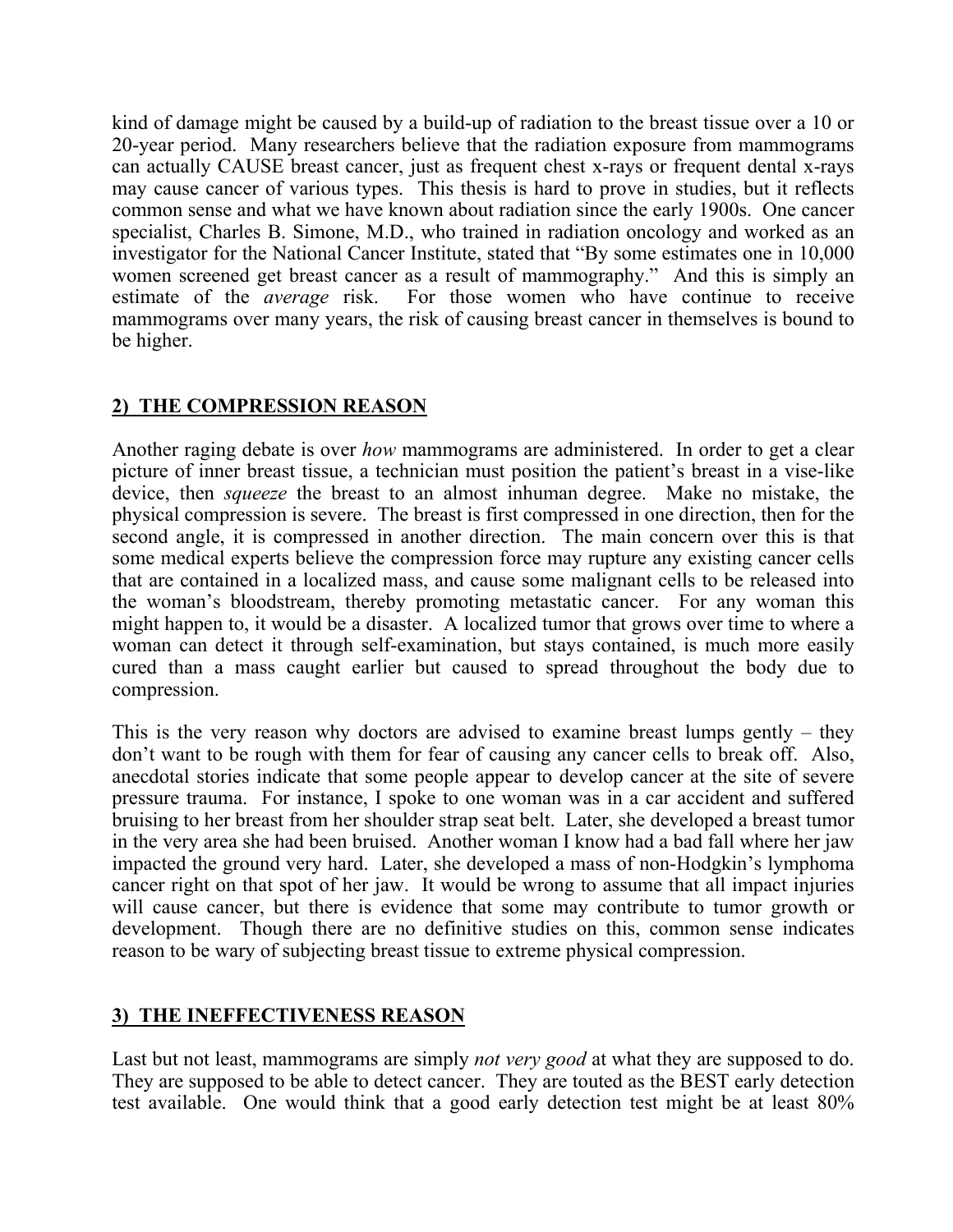kind of damage might be caused by a build-up of radiation to the breast tissue over a 10 or 20-year period. Many researchers believe that the radiation exposure from mammograms can actually CAUSE breast cancer, just as frequent chest x-rays or frequent dental x-rays may cause cancer of various types. This thesis is hard to prove in studies, but it reflects common sense and what we have known about radiation since the early 1900s. One cancer specialist, Charles B. Simone, M.D., who trained in radiation oncology and worked as an investigator for the National Cancer Institute, stated that "By some estimates one in 10,000 women screened get breast cancer as a result of mammography." And this is simply an estimate of the *average* risk. For those women who have continue to receive mammograms over many years, the risk of causing breast cancer in themselves is bound to be higher.

## 2) THE COMPRESSION REASON

Another raging debate is over *how* mammograms are administered. In order to get a clear picture of inner breast tissue, a technician must position the patient's breast in a vise-like device, then *squeeze* the breast to an almost inhuman degree. Make no mistake, the physical compression is severe. The breast is first compressed in one direction, then for the second angle, it is compressed in another direction. The main concern over this is that some medical experts believe the compression force may rupture any existing cancer cells that are contained in a localized mass, and cause some malignant cells to be released into the woman's bloodstream, thereby promoting metastatic cancer. For any woman this might happen to, it would be a disaster. A localized tumor that grows over time to where a woman can detect it through self-examination, but stays contained, is much more easily cured than a mass caught earlier but caused to spread throughout the body due to compression.

This is the very reason why doctors are advised to examine breast lumps gently – they don't want to be rough with them for fear of causing any cancer cells to break off. Also, anecdotal stories indicate that some people appear to develop cancer at the site of severe pressure trauma. For instance, I spoke to one woman was in a car accident and suffered bruising to her breast from her shoulder strap seat belt. Later, she developed a breast tumor in the very area she had been bruised. Another woman I know had a bad fall where her jaw impacted the ground very hard. Later, she developed a mass of non-Hodgkin's lymphoma cancer right on that spot of her jaw. It would be wrong to assume that all impact injuries will cause cancer, but there is evidence that some may contribute to tumor growth or development. Though there are no definitive studies on this, common sense indicates reason to be wary of subjecting breast tissue to extreme physical compression.

## 3) THE INEFFECTIVENESS REASON

Last but not least, mammograms are simply *not very good* at what they are supposed to do. They are supposed to be able to detect cancer. They are touted as the BEST early detection test available. One would think that a good early detection test might be at least 80%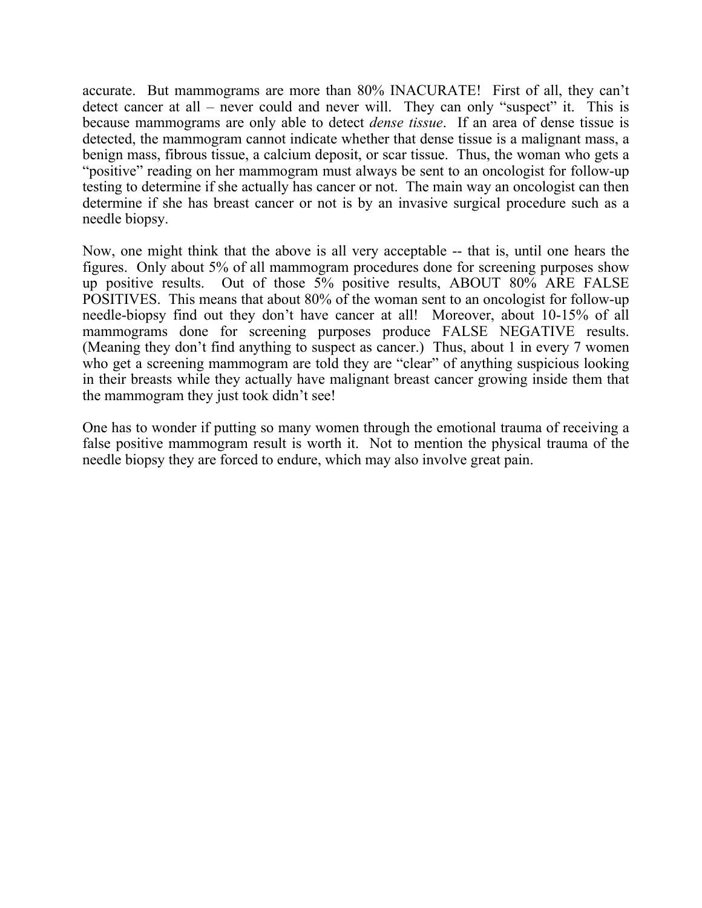accurate. But mammograms are more than 80% INACURATE! First of all, they can't detect cancer at all – never could and never will. They can only "suspect" it. This is because mammograms are only able to detect *dense tissue*. If an area of dense tissue is detected, the mammogram cannot indicate whether that dense tissue is a malignant mass, a benign mass, fibrous tissue, a calcium deposit, or scar tissue. Thus, the woman who gets a "positive" reading on her mammogram must always be sent to an oncologist for follow-up testing to determine if she actually has cancer or not. The main way an oncologist can then determine if she has breast cancer or not is by an invasive surgical procedure such as a needle biopsy.

Now, one might think that the above is all very acceptable -- that is, until one hears the figures. Only about 5% of all mammogram procedures done for screening purposes show up positive results. Out of those 5% positive results, ABOUT 80% ARE FALSE POSITIVES. This means that about 80% of the woman sent to an oncologist for follow-up needle-biopsy find out they don't have cancer at all! Moreover, about 10-15% of all mammograms done for screening purposes produce FALSE NEGATIVE results. (Meaning they don't find anything to suspect as cancer.) Thus, about 1 in every 7 women who get a screening mammogram are told they are "clear" of anything suspicious looking in their breasts while they actually have malignant breast cancer growing inside them that the mammogram they just took didn't see!

One has to wonder if putting so many women through the emotional trauma of receiving a false positive mammogram result is worth it. Not to mention the physical trauma of the needle biopsy they are forced to endure, which may also involve great pain.